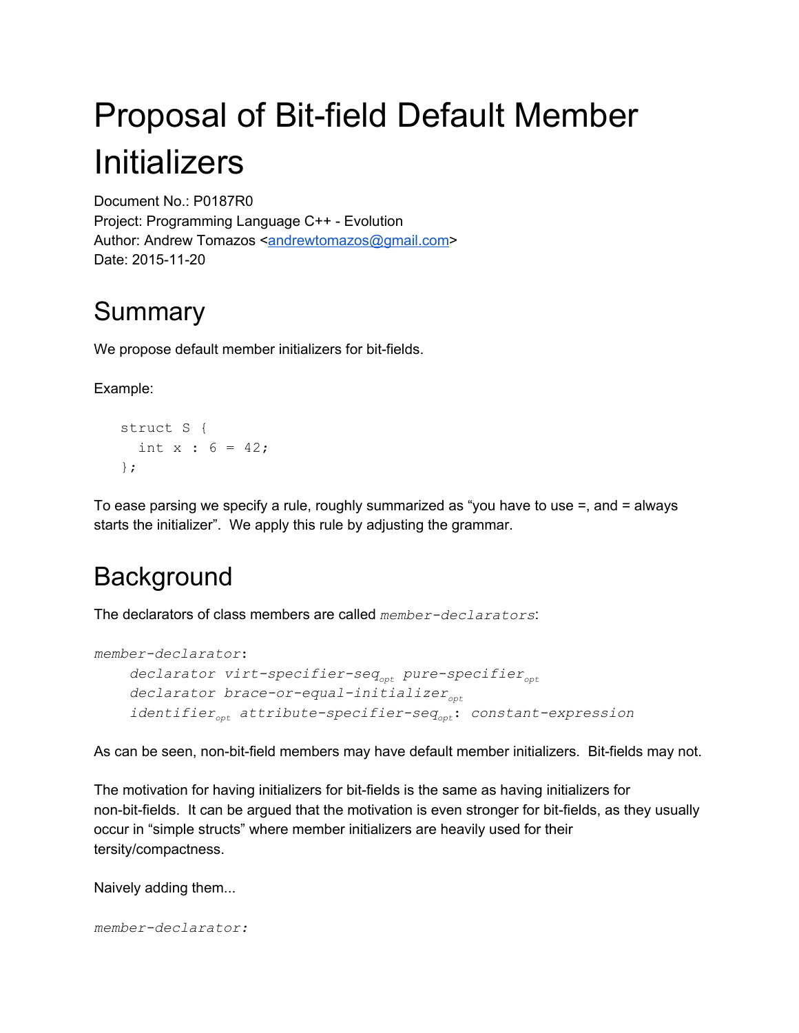# Proposal of Bit-field Default Member Initializers

Document No.: P0187R0
Project: Programming Language C++ - Evolution
Author: Andrew Tomazos <andrewtomazos@gmail.com>
Date: 2015-11-20

## Summary

We propose default member initializers for bit-fields.

Example:

```
struct S {
  int x : 6 = 42;
};
```

To ease parsing we specify a rule, roughly summarized as “you have to use =, and = always starts the initializer”. We apply this rule by adjusting the grammar.

## Background

The declarators of class members are called *member-declarators*:

*member-declarator*:
  *declarator virt-specifier-seq*$_{opt}$ *pure-specifier*$_{opt}$
  *declarator brace-or-equal-initializer*$_{opt}$
  *identifier*$_{opt}$ *attribute-specifier-seq*$_{opt}$: *constant-expression*

As can be seen, non-bit-field members may have default member initializers. Bit-fields may not.

The motivation for having initializers for bit-fields is the same as having initializers for non-bit-fields. It can be argued that the motivation is even stronger for bit-fields, as they usually occur in “simple structs” where member initializers are heavily used for their tersity/compactness.

Naively adding them...

*member-declarator:*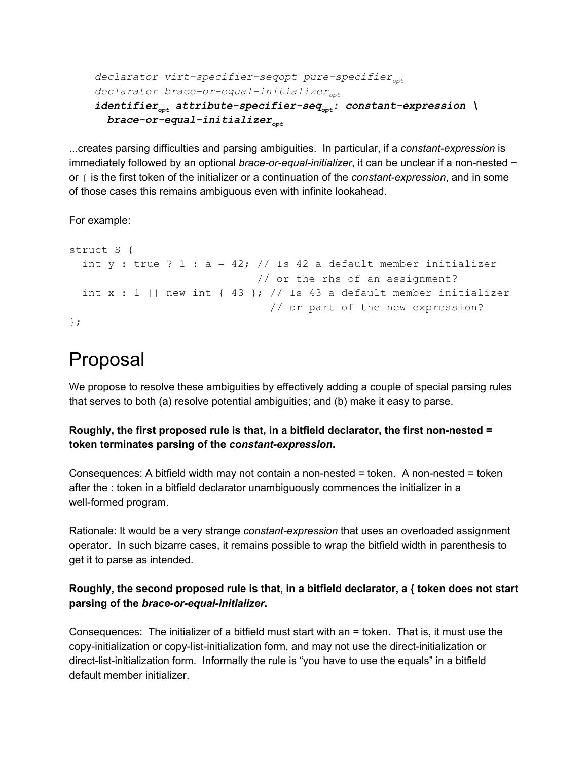```
declarator virt-specifier-seqopt pure-specifieropt
declarator brace-or-equal-initializeropt
identifieropt attribute-specifier-seqopt: constant-expression \
  brace-or-equal-initializeropt
```

...creates parsing difficulties and parsing ambiguities. In particular, if a *constant-expression* is immediately followed by an optional *brace-or-equal-initializer*, it can be unclear if a non-nested `=` or `{` is the first token of the initializer or a continuation of the *constant-expression*, and in some of those cases this remains ambiguous even with infinite lookahead.

For example:

```
struct S {
  int y : true ? 1 : a = 42; // Is 42 a default member initializer
                             // or the rhs of an assignment?
  int x : 1 || new int { 43 }; // Is 43 a default member initializer
                               // or part of the new expression?
};
```

# Proposal

We propose to resolve these ambiguities by effectively adding a couple of special parsing rules that serves to both (a) resolve potential ambiguities; and (b) make it easy to parse.

**Roughly, the first proposed rule is that, in a bitfield declarator, the first non-nested = token terminates parsing of the *constant-expression*.**

Consequences: A bitfield width may not contain a non-nested = token. A non-nested = token after the : token in a bitfield declarator unambiguously commences the initializer in a well-formed program.

Rationale: It would be a very strange *constant-expression* that uses an overloaded assignment operator. In such bizarre cases, it remains possible to wrap the bitfield width in parenthesis to get it to parse as intended.

**Roughly, the second proposed rule is that, in a bitfield declarator, a { token does not start parsing of the *brace-or-equal-initializer*.**

Consequences: The initializer of a bitfield must start with an = token. That is, it must use the copy-initialization or copy-list-initialization form, and may not use the direct-initialization or direct-list-initialization form. Informally the rule is "you have to use the equals" in a bitfield default member initializer.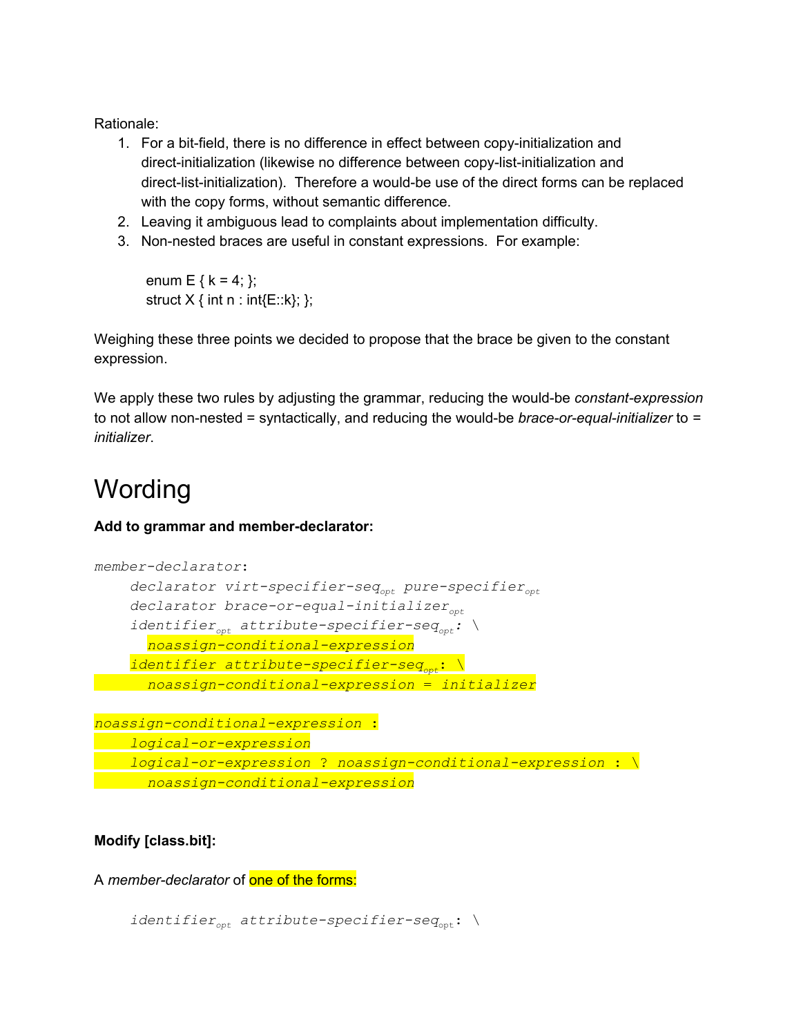Rationale:

1. For a bit-field, there is no difference in effect between copy-initialization and direct-initialization (likewise no difference between copy-list-initialization and direct-list-initialization). Therefore a would-be use of the direct forms can be replaced with the copy forms, without semantic difference.
2. Leaving it ambiguous lead to complaints about implementation difficulty.
3. Non-nested braces are useful in constant expressions. For example:

```
enum E { k = 4; };
struct X { int n : int{E::k}; };
```

Weighing these three points we decided to propose that the brace be given to the constant expression.

We apply these two rules by adjusting the grammar, reducing the would-be *constant-expression* to not allow non-nested = syntactically, and reducing the would-be *brace-or-equal-initializer* to = *initializer*.

# Wording

**Add to grammar and member-declarator:**

```
member-declarator:
    declarator virt-specifier-seq_opt pure-specifier_opt
    declarator brace-or-equal-initializer_opt
    identifier_opt attribute-specifier-seq_opt: \
      noassign-conditional-expression
    identifier attribute-specifier-seq_opt: \
      noassign-conditional-expression = initializer

noassign-conditional-expression :
    logical-or-expression
    logical-or-expression ? noassign-conditional-expression : \
      noassign-conditional-expression
```

**Modify [class.bit]:**

A *member-declarator* of one of the forms:

```
    identifier_opt attribute-specifier-seq_opt: \
```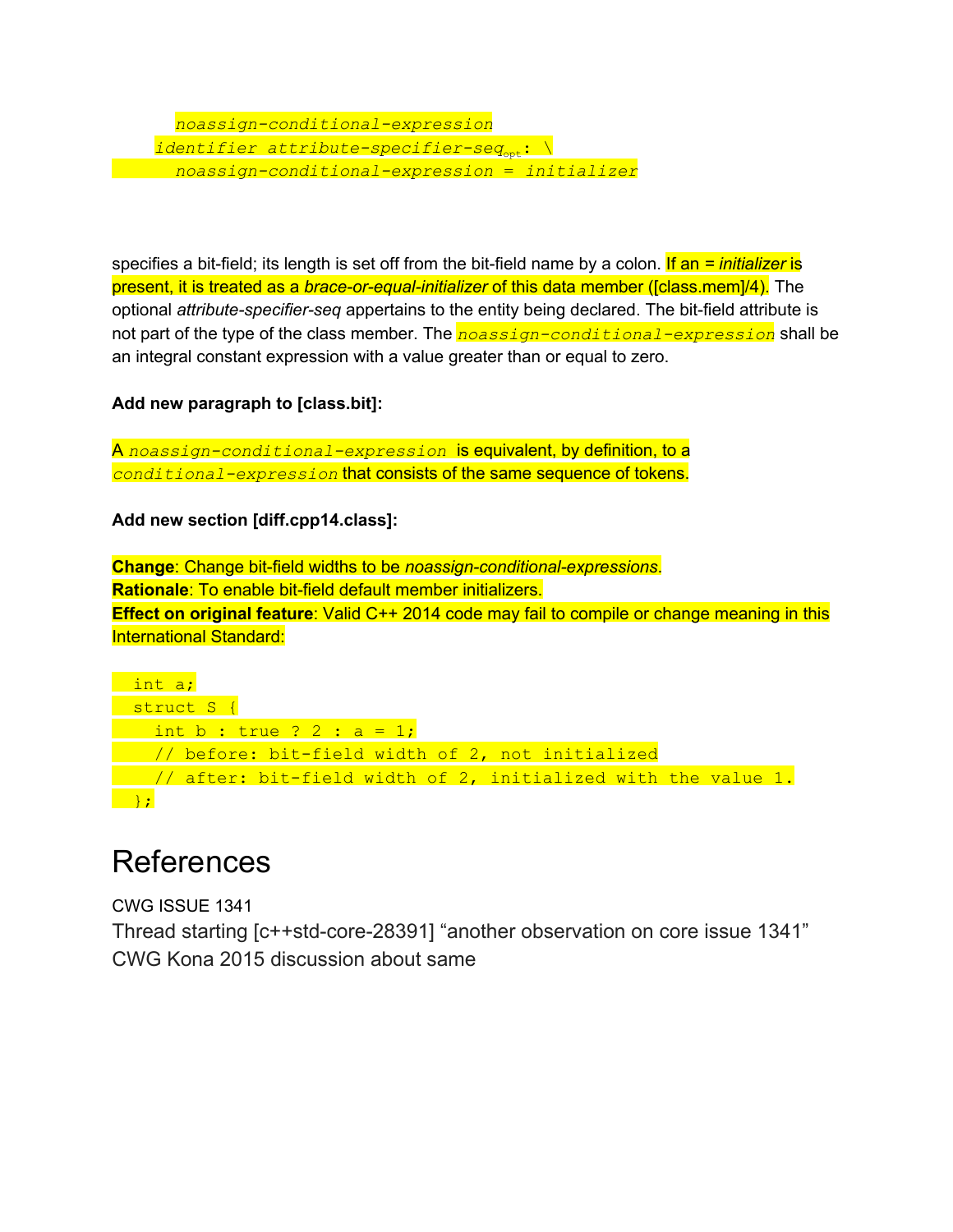```
    noassign-conditional-expression
  identifier attribute-specifier-seq_opt : \
    noassign-conditional-expression = initializer
```

specifies a bit-field; its length is set off from the bit-field name by a colon. If an = *initializer* is present, it is treated as a *brace-or-equal-initializer* of this data member ([class.mem]/4). The optional *attribute-specifier-seq* appertains to the entity being declared. The bit-field attribute is not part of the type of the class member. The `noassign-conditional-expression` shall be an integral constant expression with a value greater than or equal to zero.

**Add new paragraph to [class.bit]:**

A `noassign-conditional-expression` is equivalent, by definition, to a `conditional-expression` that consists of the same sequence of tokens.

**Add new section [diff.cpp14.class]:**

**Change**: Change bit-field widths to be *noassign-conditional-expressions*.
**Rationale**: To enable bit-field default member initializers.
**Effect on original feature**: Valid C++ 2014 code may fail to compile or change meaning in this International Standard:

```
  int a;
  struct S {
    int b : true ? 2 : a = 1;
    // before: bit-field width of 2, not initialized
    // after: bit-field width of 2, initialized with the value 1.
  };
```

# References

CWG ISSUE 1341
Thread starting [c++std-core-28391] "another observation on core issue 1341"
CWG Kona 2015 discussion about same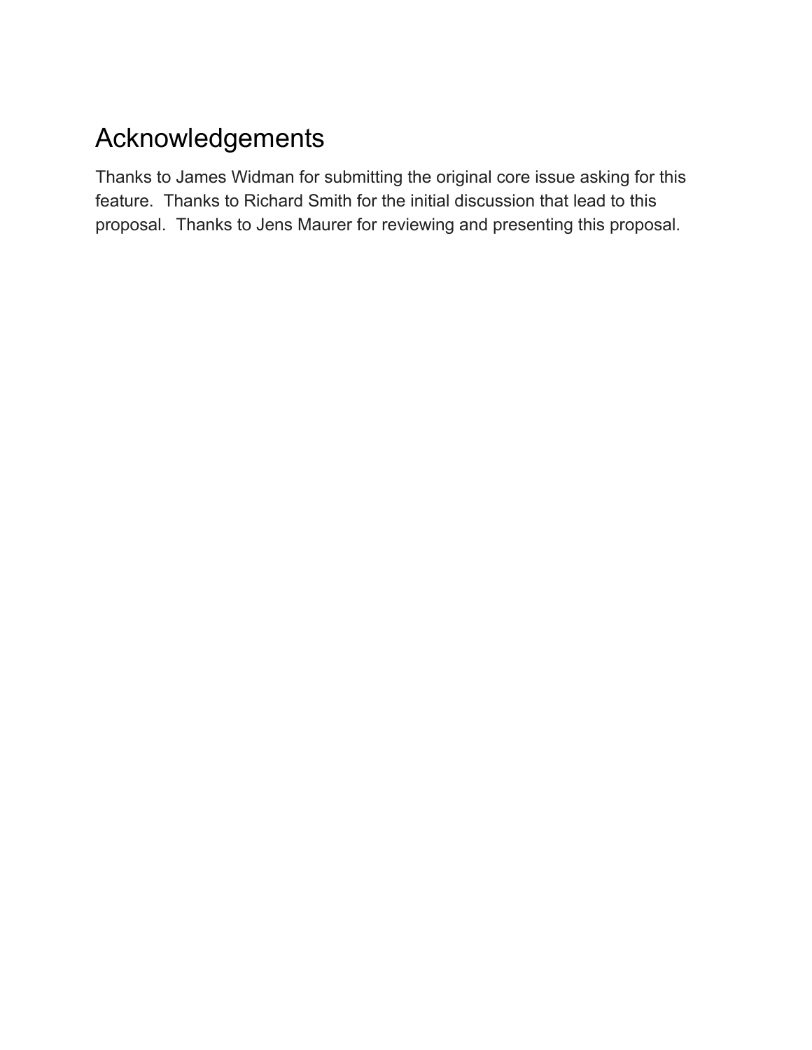# Acknowledgements

Thanks to James Widman for submitting the original core issue asking for this feature. Thanks to Richard Smith for the initial discussion that lead to this proposal. Thanks to Jens Maurer for reviewing and presenting this proposal.